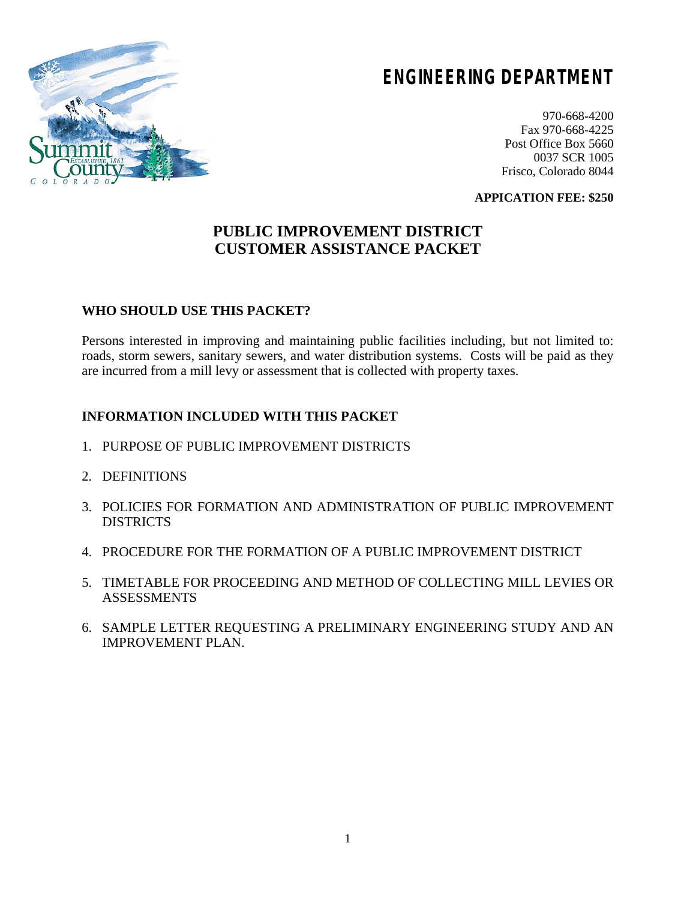# ENGINEERING DEPARTMENT

970-668-4200
Fax 970-668-4225
Post Office Box 5660
0037 SCR 1005
Frisco, Colorado 8044

**APPICATION FEE: $250**

## PUBLIC IMPROVEMENT DISTRICT
## CUSTOMER ASSISTANCE PACKET

### WHO SHOULD USE THIS PACKET?

Persons interested in improving and maintaining public facilities including, but not limited to: roads, storm sewers, sanitary sewers, and water distribution systems. Costs will be paid as they are incurred from a mill levy or assessment that is collected with property taxes.

### INFORMATION INCLUDED WITH THIS PACKET

1. PURPOSE OF PUBLIC IMPROVEMENT DISTRICTS
2. DEFINITIONS
3. POLICIES FOR FORMATION AND ADMINISTRATION OF PUBLIC IMPROVEMENT DISTRICTS
4. PROCEDURE FOR THE FORMATION OF A PUBLIC IMPROVEMENT DISTRICT
5. TIMETABLE FOR PROCEEDING AND METHOD OF COLLECTING MILL LEVIES OR ASSESSMENTS
6. SAMPLE LETTER REQUESTING A PRELIMINARY ENGINEERING STUDY AND AN IMPROVEMENT PLAN.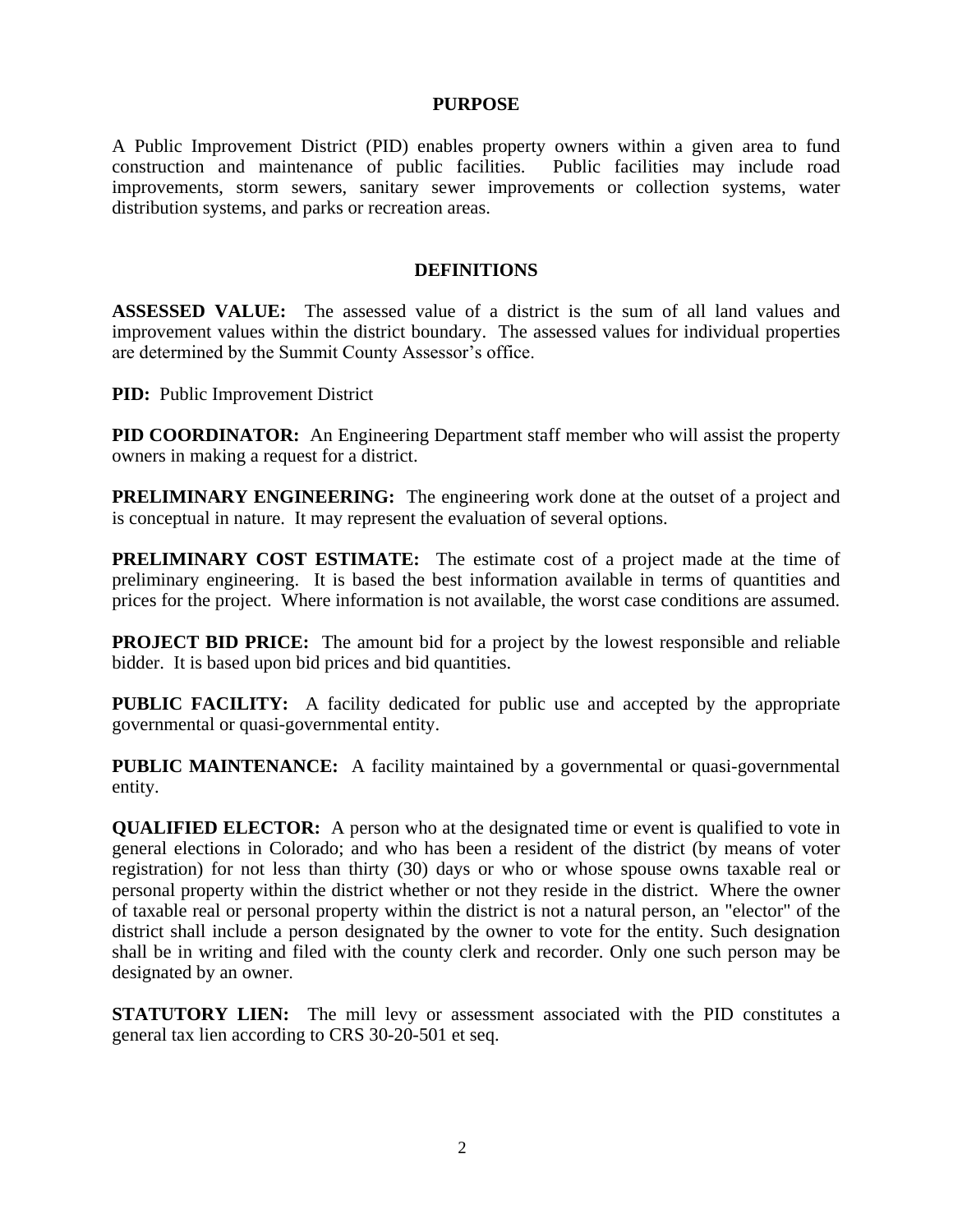## PURPOSE

A Public Improvement District (PID) enables property owners within a given area to fund construction and maintenance of public facilities. Public facilities may include road improvements, storm sewers, sanitary sewer improvements or collection systems, water distribution systems, and parks or recreation areas.

## DEFINITIONS

**ASSESSED VALUE:** The assessed value of a district is the sum of all land values and improvement values within the district boundary. The assessed values for individual properties are determined by the Summit County Assessor's office.

**PID:** Public Improvement District

**PID COORDINATOR:** An Engineering Department staff member who will assist the property owners in making a request for a district.

**PRELIMINARY ENGINEERING:** The engineering work done at the outset of a project and is conceptual in nature. It may represent the evaluation of several options.

**PRELIMINARY COST ESTIMATE:** The estimate cost of a project made at the time of preliminary engineering. It is based the best information available in terms of quantities and prices for the project. Where information is not available, the worst case conditions are assumed.

**PROJECT BID PRICE:** The amount bid for a project by the lowest responsible and reliable bidder. It is based upon bid prices and bid quantities.

**PUBLIC FACILITY:** A facility dedicated for public use and accepted by the appropriate governmental or quasi-governmental entity.

**PUBLIC MAINTENANCE:** A facility maintained by a governmental or quasi-governmental entity.

**QUALIFIED ELECTOR:** A person who at the designated time or event is qualified to vote in general elections in Colorado; and who has been a resident of the district (by means of voter registration) for not less than thirty (30) days or who or whose spouse owns taxable real or personal property within the district whether or not they reside in the district. Where the owner of taxable real or personal property within the district is not a natural person, an "elector" of the district shall include a person designated by the owner to vote for the entity. Such designation shall be in writing and filed with the county clerk and recorder. Only one such person may be designated by an owner.

**STATUTORY LIEN:** The mill levy or assessment associated with the PID constitutes a general tax lien according to CRS 30-20-501 et seq.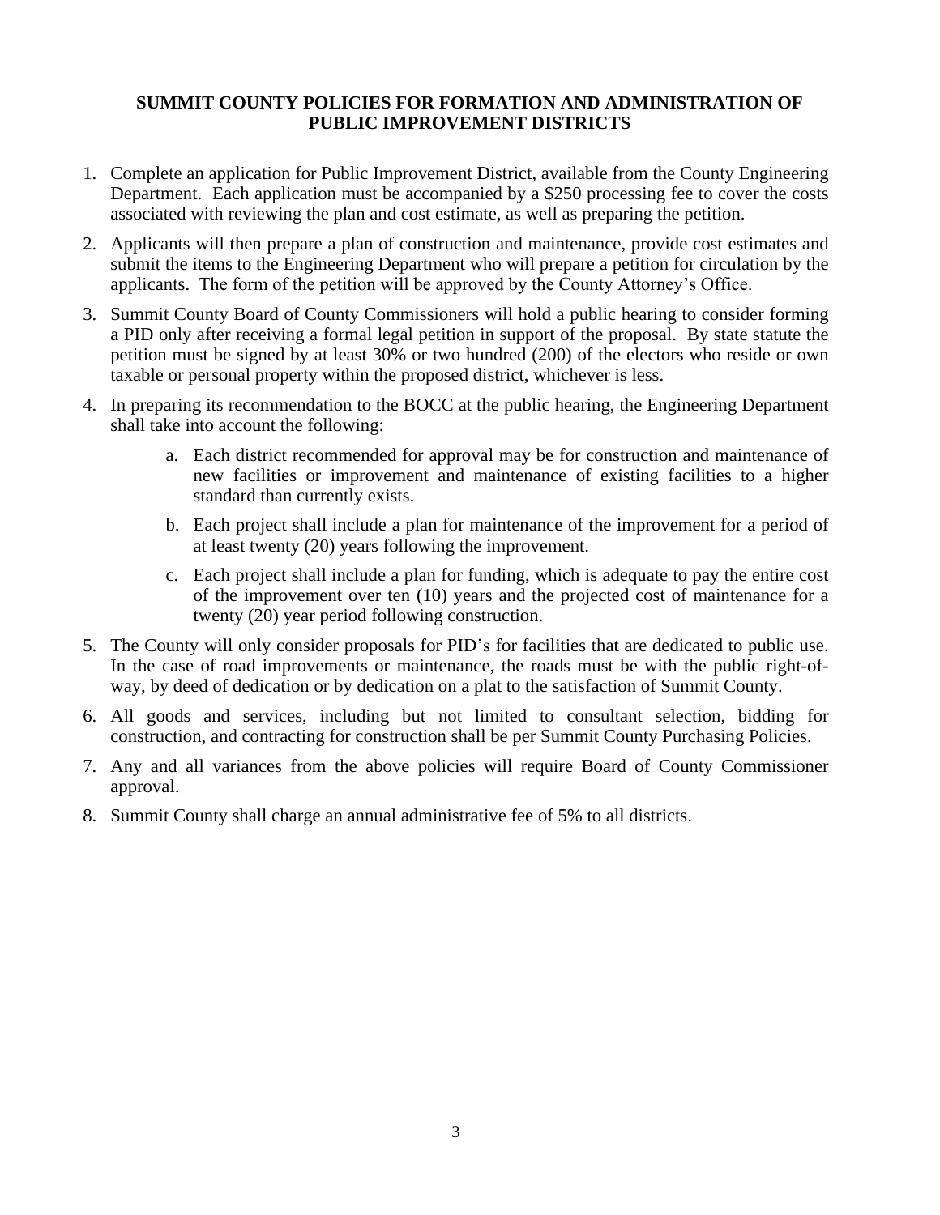**SUMMIT COUNTY POLICIES FOR FORMATION AND ADMINISTRATION OF PUBLIC IMPROVEMENT DISTRICTS**

1. Complete an application for Public Improvement District, available from the County Engineering Department. Each application must be accompanied by a $250 processing fee to cover the costs associated with reviewing the plan and cost estimate, as well as preparing the petition.
2. Applicants will then prepare a plan of construction and maintenance, provide cost estimates and submit the items to the Engineering Department who will prepare a petition for circulation by the applicants. The form of the petition will be approved by the County Attorney's Office.
3. Summit County Board of County Commissioners will hold a public hearing to consider forming a PID only after receiving a formal legal petition in support of the proposal. By state statute the petition must be signed by at least 30% or two hundred (200) of the electors who reside or own taxable or personal property within the proposed district, whichever is less.
4. In preparing its recommendation to the BOCC at the public hearing, the Engineering Department shall take into account the following:
    a. Each district recommended for approval may be for construction and maintenance of new facilities or improvement and maintenance of existing facilities to a higher standard than currently exists.
    b. Each project shall include a plan for maintenance of the improvement for a period of at least twenty (20) years following the improvement.
    c. Each project shall include a plan for funding, which is adequate to pay the entire cost of the improvement over ten (10) years and the projected cost of maintenance for a twenty (20) year period following construction.
5. The County will only consider proposals for PID's for facilities that are dedicated to public use. In the case of road improvements or maintenance, the roads must be with the public right-of-way, by deed of dedication or by dedication on a plat to the satisfaction of Summit County.
6. All goods and services, including but not limited to consultant selection, bidding for construction, and contracting for construction shall be per Summit County Purchasing Policies.
7. Any and all variances from the above policies will require Board of County Commissioner approval.
8. Summit County shall charge an annual administrative fee of 5% to all districts.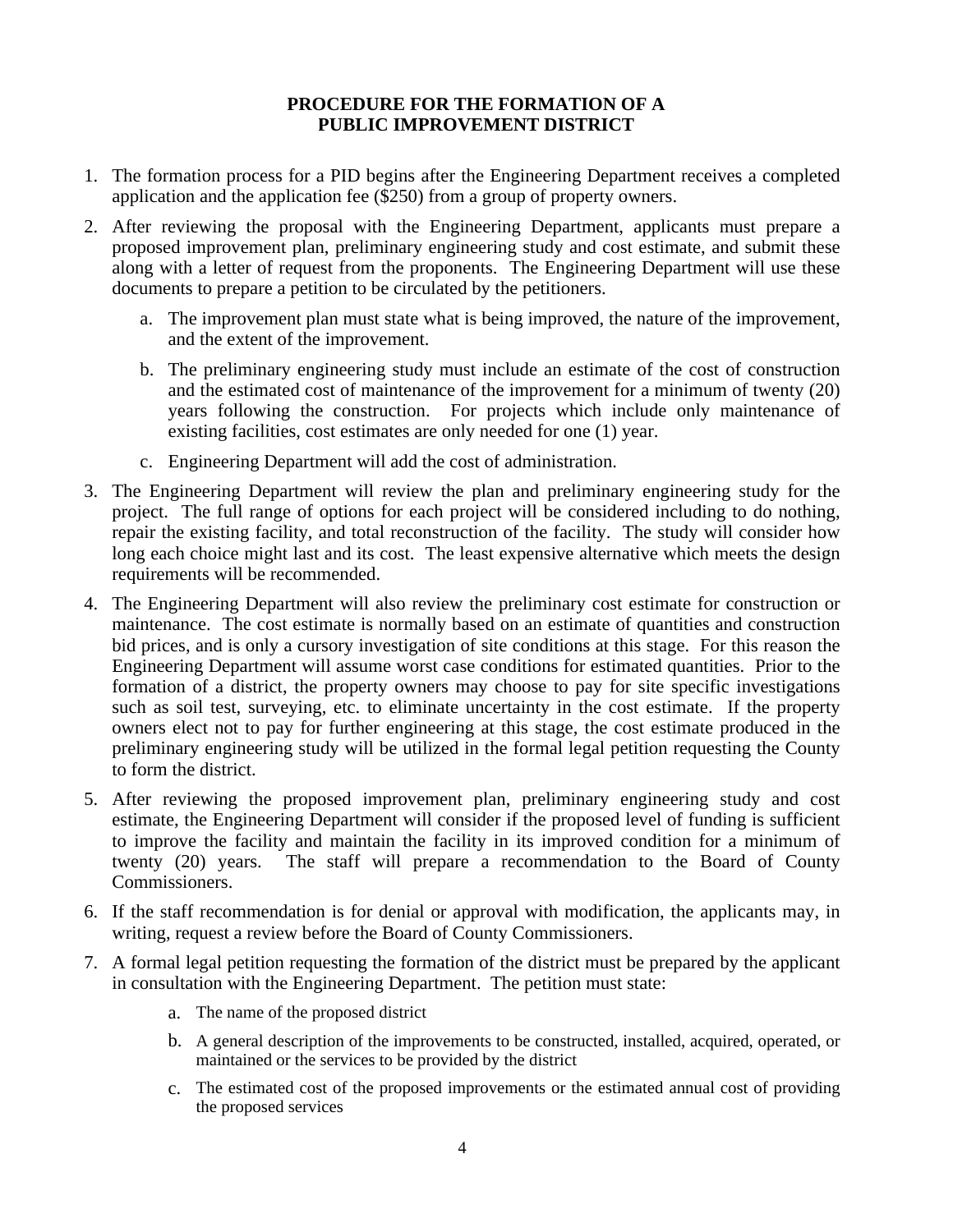## PROCEDURE FOR THE FORMATION OF A PUBLIC IMPROVEMENT DISTRICT

1. The formation process for a PID begins after the Engineering Department receives a completed application and the application fee ($250) from a group of property owners.

2. After reviewing the proposal with the Engineering Department, applicants must prepare a proposed improvement plan, preliminary engineering study and cost estimate, and submit these along with a letter of request from the proponents. The Engineering Department will use these documents to prepare a petition to be circulated by the petitioners.

   a. The improvement plan must state what is being improved, the nature of the improvement, and the extent of the improvement.

   b. The preliminary engineering study must include an estimate of the cost of construction and the estimated cost of maintenance of the improvement for a minimum of twenty (20) years following the construction. For projects which include only maintenance of existing facilities, cost estimates are only needed for one (1) year.

   c. Engineering Department will add the cost of administration.

3. The Engineering Department will review the plan and preliminary engineering study for the project. The full range of options for each project will be considered including to do nothing, repair the existing facility, and total reconstruction of the facility. The study will consider how long each choice might last and its cost. The least expensive alternative which meets the design requirements will be recommended.

4. The Engineering Department will also review the preliminary cost estimate for construction or maintenance. The cost estimate is normally based on an estimate of quantities and construction bid prices, and is only a cursory investigation of site conditions at this stage. For this reason the Engineering Department will assume worst case conditions for estimated quantities. Prior to the formation of a district, the property owners may choose to pay for site specific investigations such as soil test, surveying, etc. to eliminate uncertainty in the cost estimate. If the property owners elect not to pay for further engineering at this stage, the cost estimate produced in the preliminary engineering study will be utilized in the formal legal petition requesting the County to form the district.

5. After reviewing the proposed improvement plan, preliminary engineering study and cost estimate, the Engineering Department will consider if the proposed level of funding is sufficient to improve the facility and maintain the facility in its improved condition for a minimum of twenty (20) years. The staff will prepare a recommendation to the Board of County Commissioners.

6. If the staff recommendation is for denial or approval with modification, the applicants may, in writing, request a review before the Board of County Commissioners.

7. A formal legal petition requesting the formation of the district must be prepared by the applicant in consultation with the Engineering Department. The petition must state:

   a. The name of the proposed district

   b. A general description of the improvements to be constructed, installed, acquired, operated, or maintained or the services to be provided by the district

   c. The estimated cost of the proposed improvements or the estimated annual cost of providing the proposed services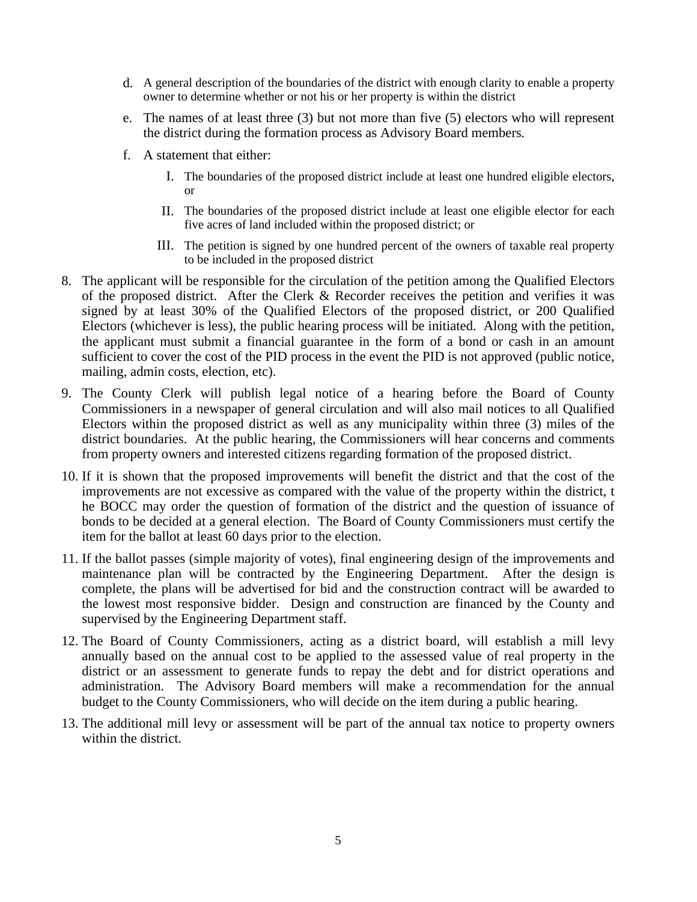d. A general description of the boundaries of the district with enough clarity to enable a property owner to determine whether or not his or her property is within the district

   e. The names of at least three (3) but not more than five (5) electors who will represent the district during the formation process as Advisory Board members.

   f. A statement that either:

      I. The boundaries of the proposed district include at least one hundred eligible electors, or

      II. The boundaries of the proposed district include at least one eligible elector for each five acres of land included within the proposed district; or

      III. The petition is signed by one hundred percent of the owners of taxable real property to be included in the proposed district

8. The applicant will be responsible for the circulation of the petition among the Qualified Electors of the proposed district. After the Clerk & Recorder receives the petition and verifies it was signed by at least 30% of the Qualified Electors of the proposed district, or 200 Qualified Electors (whichever is less), the public hearing process will be initiated. Along with the petition, the applicant must submit a financial guarantee in the form of a bond or cash in an amount sufficient to cover the cost of the PID process in the event the PID is not approved (public notice, mailing, admin costs, election, etc).

9. The County Clerk will publish legal notice of a hearing before the Board of County Commissioners in a newspaper of general circulation and will also mail notices to all Qualified Electors within the proposed district as well as any municipality within three (3) miles of the district boundaries. At the public hearing, the Commissioners will hear concerns and comments from property owners and interested citizens regarding formation of the proposed district.

10. If it is shown that the proposed improvements will benefit the district and that the cost of the improvements are not excessive as compared with the value of the property within the district, t he BOCC may order the question of formation of the district and the question of issuance of bonds to be decided at a general election. The Board of County Commissioners must certify the item for the ballot at least 60 days prior to the election.

11. If the ballot passes (simple majority of votes), final engineering design of the improvements and maintenance plan will be contracted by the Engineering Department. After the design is complete, the plans will be advertised for bid and the construction contract will be awarded to the lowest most responsive bidder. Design and construction are financed by the County and supervised by the Engineering Department staff.

12. The Board of County Commissioners, acting as a district board, will establish a mill levy annually based on the annual cost to be applied to the assessed value of real property in the district or an assessment to generate funds to repay the debt and for district operations and administration. The Advisory Board members will make a recommendation for the annual budget to the County Commissioners, who will decide on the item during a public hearing.

13. The additional mill levy or assessment will be part of the annual tax notice to property owners within the district.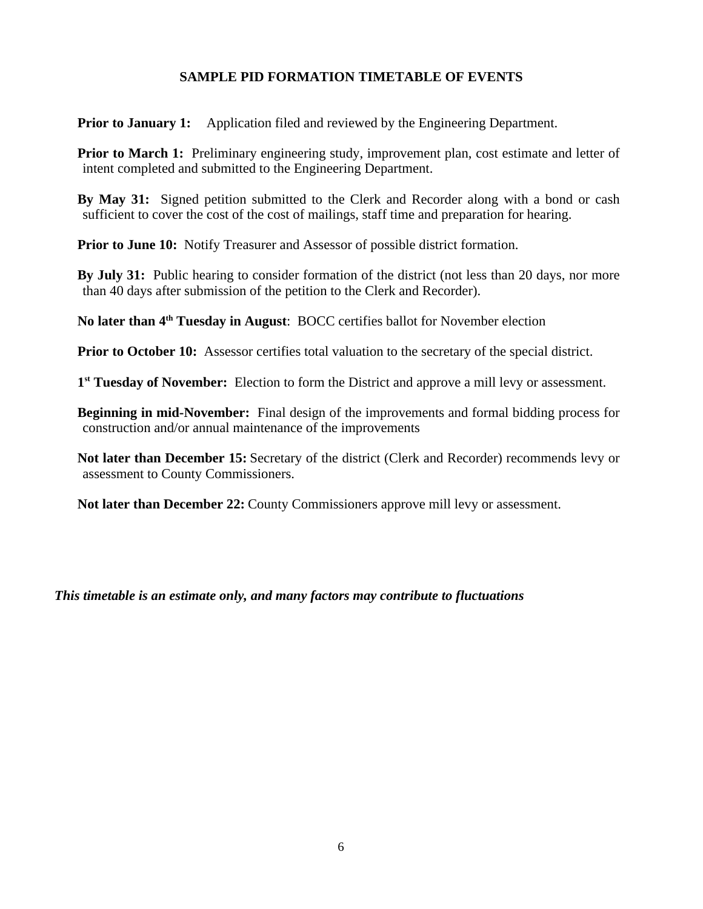## SAMPLE PID FORMATION TIMETABLE OF EVENTS

**Prior to January 1:** Application filed and reviewed by the Engineering Department.

**Prior to March 1:** Preliminary engineering study, improvement plan, cost estimate and letter of intent completed and submitted to the Engineering Department.

**By May 31:** Signed petition submitted to the Clerk and Recorder along with a bond or cash sufficient to cover the cost of the cost of mailings, staff time and preparation for hearing.

**Prior to June 10:** Notify Treasurer and Assessor of possible district formation.

**By July 31:** Public hearing to consider formation of the district (not less than 20 days, nor more than 40 days after submission of the petition to the Clerk and Recorder).

**No later than 4th Tuesday in August**: BOCC certifies ballot for November election

**Prior to October 10:** Assessor certifies total valuation to the secretary of the special district.

**1st Tuesday of November:** Election to form the District and approve a mill levy or assessment.

**Beginning in mid-November:** Final design of the improvements and formal bidding process for construction and/or annual maintenance of the improvements

**Not later than December 15:** Secretary of the district (Clerk and Recorder) recommends levy or assessment to County Commissioners.

**Not later than December 22:** County Commissioners approve mill levy or assessment.

***This timetable is an estimate only, and many factors may contribute to fluctuations***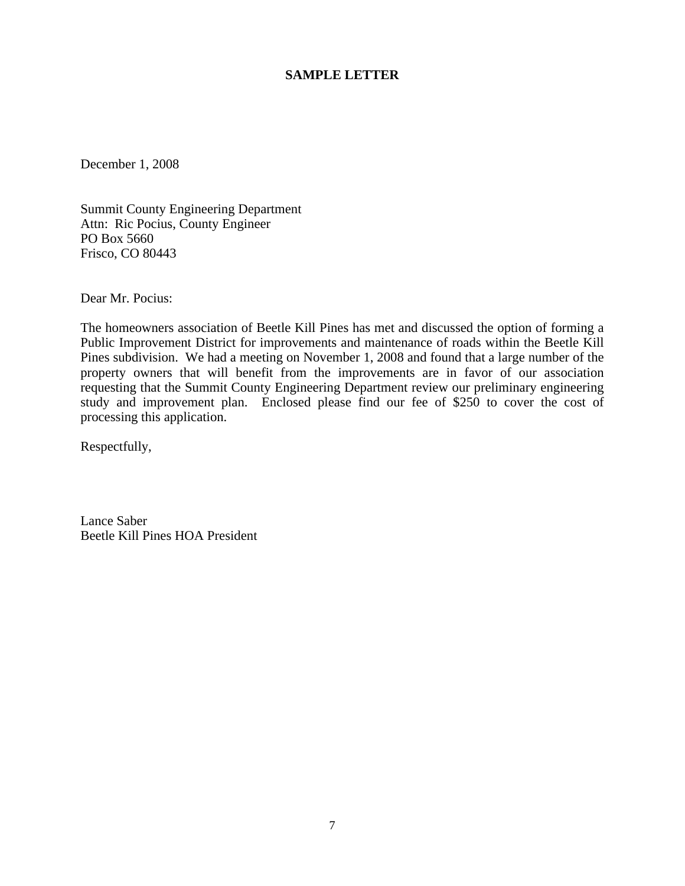**SAMPLE LETTER**

December 1, 2008

Summit County Engineering Department  
Attn: Ric Pocius, County Engineer  
PO Box 5660  
Frisco, CO 80443

Dear Mr. Pocius:

The homeowners association of Beetle Kill Pines has met and discussed the option of forming a Public Improvement District for improvements and maintenance of roads within the Beetle Kill Pines subdivision. We had a meeting on November 1, 2008 and found that a large number of the property owners that will benefit from the improvements are in favor of our association requesting that the Summit County Engineering Department review our preliminary engineering study and improvement plan. Enclosed please find our fee of $250 to cover the cost of processing this application.

Respectfully,

Lance Saber  
Beetle Kill Pines HOA President